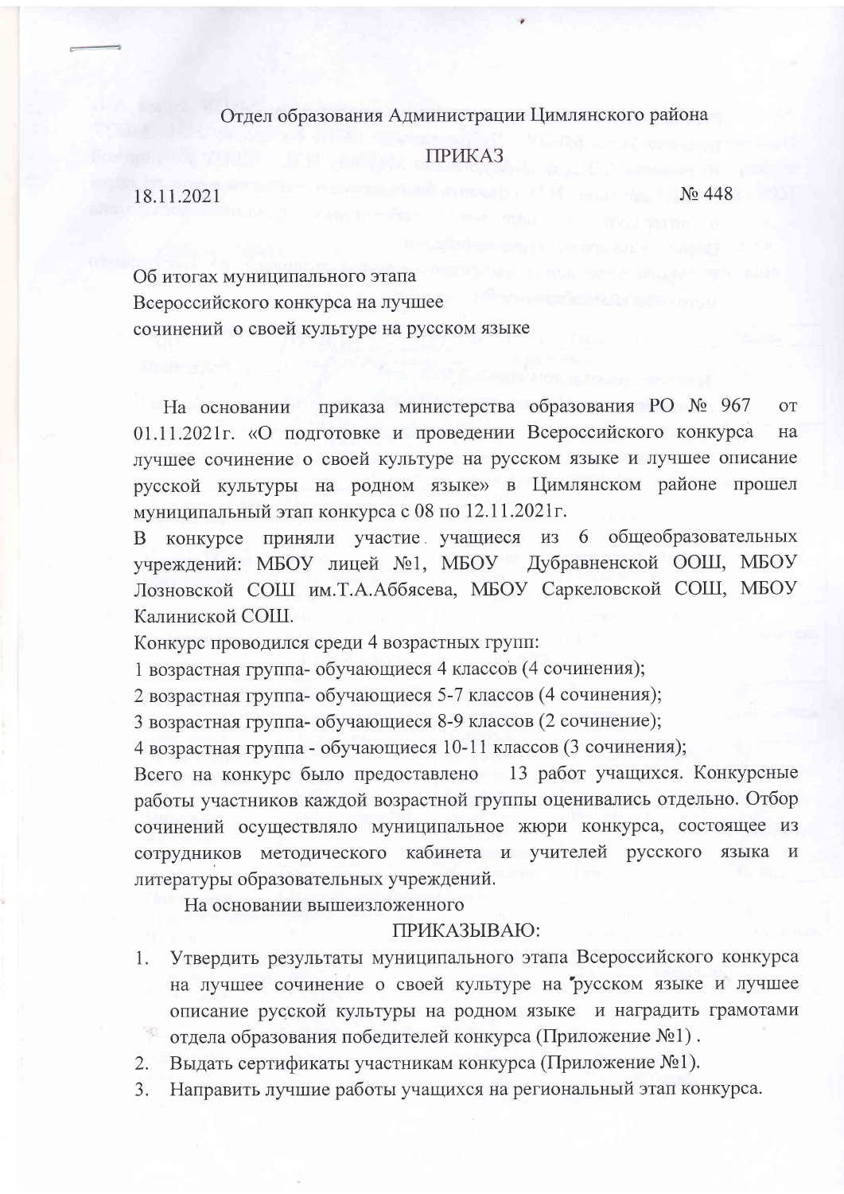Отдел образования Администрации Цимлянского района

ПРИКАЗ

18.11.2021 № 448

Об итогах муниципального этапа
Всероссийского конкурса на лучшее
сочинений о своей культуре на русском языке

На основании приказа министерства образования РО № 967 от 01.11.2021г. «О подготовке и проведении Всероссийского конкурса на лучшее сочинение о своей культуре на русском языке и лучшее описание русской культуры на родном языке» в Цимлянском районе прошел муниципальный этап конкурса с 08 по 12.11.2021г.

В конкурсе приняли участие учащиеся из 6 общеобразовательных учреждений: МБОУ лицей №1, МБОУ Дубравненской ООШ, МБОУ Лозновской СОШ им.Т.А.Аббясева, МБОУ Саркеловской СОШ, МБОУ Калиниской СОШ.

Конкурс проводился среди 4 возрастных групп:

1 возрастная группа- обучающиеся 4 классов (4 сочинения);

2 возрастная группа- обучающиеся 5-7 классов (4 сочинения);

3 возрастная группа- обучающиеся 8-9 классов (2 сочинение);

4 возрастная группа - обучающиеся 10-11 классов (3 сочинения);

Всего на конкурс было предоставлено 13 работ учащихся. Конкурсные работы участников каждой возрастной группы оценивались отдельно. Отбор сочинений осуществляло муниципальное жюри конкурса, состоящее из сотрудников методического кабинета и учителей русского языка и литературы образовательных учреждений.

На основании вышеизложенного

ПРИКАЗЫВАЮ:

1. Утвердить результаты муниципального этапа Всероссийского конкурса на лучшее сочинение о своей культуре на русском языке и лучшее описание русской культуры на родном языке и наградить грамотами отдела образования победителей конкурса (Приложение №1) .
2. Выдать сертификаты участникам конкурса (Приложение №1).
3. Направить лучшие работы учащихся на региональный этап конкурса.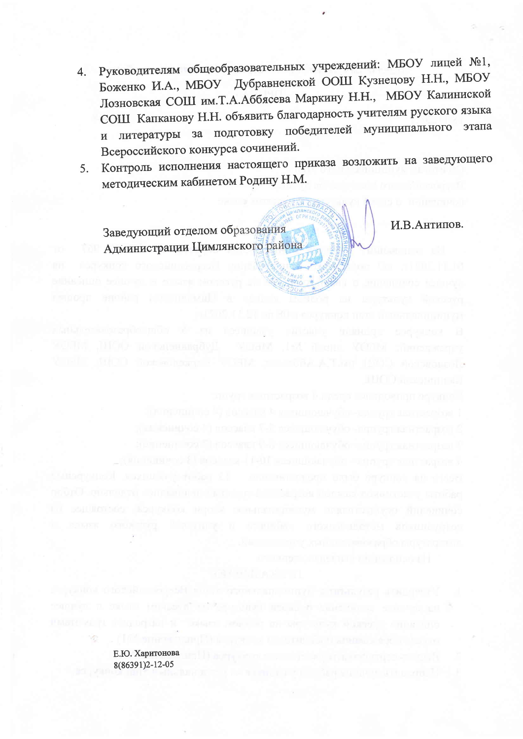4. Руководителям общеобразовательных учреждений: МБОУ лицей №1, Боженко И.А., МБОУ Дубравненской ООШ Кузнецову Н.Н., МБОУ Лозновская СОШ им.Т.А.Аббясева Маркину Н.Н., МБОУ Калиниской СОШ Капканову Н.Н. объявить благодарность учителям русского языка и литературы за подготовку победителей муниципального этапа Всероссийского конкурса сочинений.
5. Контроль исполнения настоящего приказа возложить на заведующего методическим кабинетом Родину Н.М.

Заведующий отделом образования
Администрации Цимлянского района И.В.Антипов.

Е.Ю. Харитонова
8(86391)2-12-05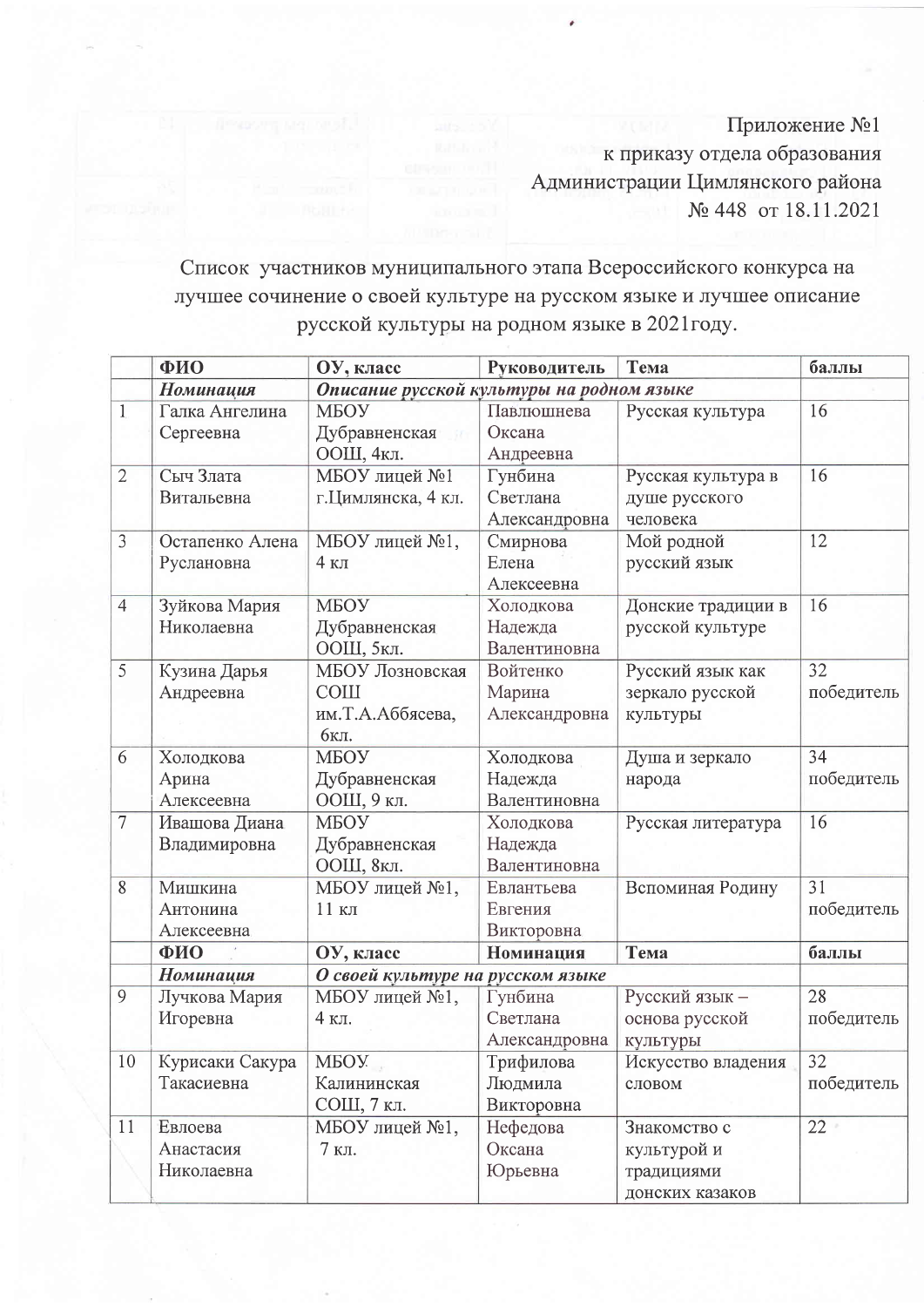Приложение №1
к приказу отдела образования
Администрации Цимлянского района
№ 448 от 18.11.2021

Список участников муниципального этапа Всероссийского конкурса на лучшее сочинение о своей культуре на русском языке и лучшее описание русской культуры на родном языке в 2021году.

| | ФИО | ОУ, класс | Руководитель | Тема | баллы |
|---|---|---|---|---|---|
| | *Номинация* | *Описание русской культуры на родном языке* | | | |
| 1 | Галка Ангелина Сергеевна | МБОУ Дубравненская ООШ, 4кл. | Павлюшнева Оксана Андреевна | Русская культура | 16 |
| 2 | Сыч Злата Витальевна | МБОУ лицей №1 г.Цимлянска, 4 кл. | Гунбина Светлана Александровна | Русская культура в душе русского человека | 16 |
| 3 | Остапенко Алена Руслановна | МБОУ лицей №1, 4 кл | Смирнова Елена Алексеевна | Мой родной русский язык | 12 |
| 4 | Зуйкова Мария Николаевна | МБОУ Дубравненская ООШ, 5кл. | Холодкова Надежда Валентиновна | Донские традиции в русской культуре | 16 |
| 5 | Кузина Дарья Андреевна | МБОУ Лозновская СОШ им.Т.А.Аббясева, 6кл. | Войтенко Марина Александровна | Русский язык как зеркало русской культуры | 32 победитель |
| 6 | Холодкова Арина Алексеевна | МБОУ Дубравненская ООШ, 9 кл. | Холодкова Надежда Валентиновна | Душа и зеркало народа | 34 победитель |
| 7 | Ивашова Диана Владимировна | МБОУ Дубравненская ООШ, 8кл. | Холодкова Надежда Валентиновна | Русская литература | 16 |
| 8 | Мишкина Антонина Алексеевна | МБОУ лицей №1, 11 кл | Евлантьева Евгения Викторовна | Вспоминая Родину | 31 победитель |
| | **ФИО** | **ОУ, класс** | **Номинация** | **Тема** | **баллы** |
| | *Номинация* | *О своей культуре на русском языке* | | | |
| 9 | Лучкова Мария Игоревна | МБОУ лицей №1, 4 кл. | Гунбина Светлана Александровна | Русский язык – основа русской культуры | 28 победитель |
| 10 | Курисаки Сакура Такасиевна | МБОУ Калининская СОШ, 7 кл. | Трифилова Людмила Викторовна | Искусство владения словом | 32 победитель |
| 11 | Евлоева Анастасия Николаевна | МБОУ лицей №1, 7 кл. | Нефедова Оксана Юрьевна | Знакомство с культурой и традициями донских казаков | 22 |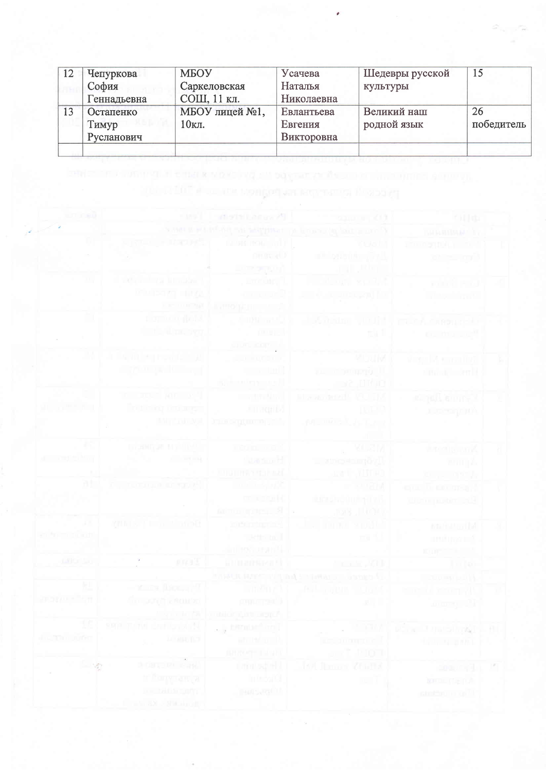| | | | | | |
|---|---|---|---|---|---|
| 12 | Чепуркова София Геннадьевна | МБОУ Саркеловская СОШ, 11 кл. | Усачева Наталья Николаевна | Шедевры русской культуры | 15 |
| 13 | Остапенко Тимур Русланович | МБОУ лицей №1, 10кл. | Евлантьева Евгения Викторовна | Великий наш родной язык | 26 победитель |
| | | | | | |